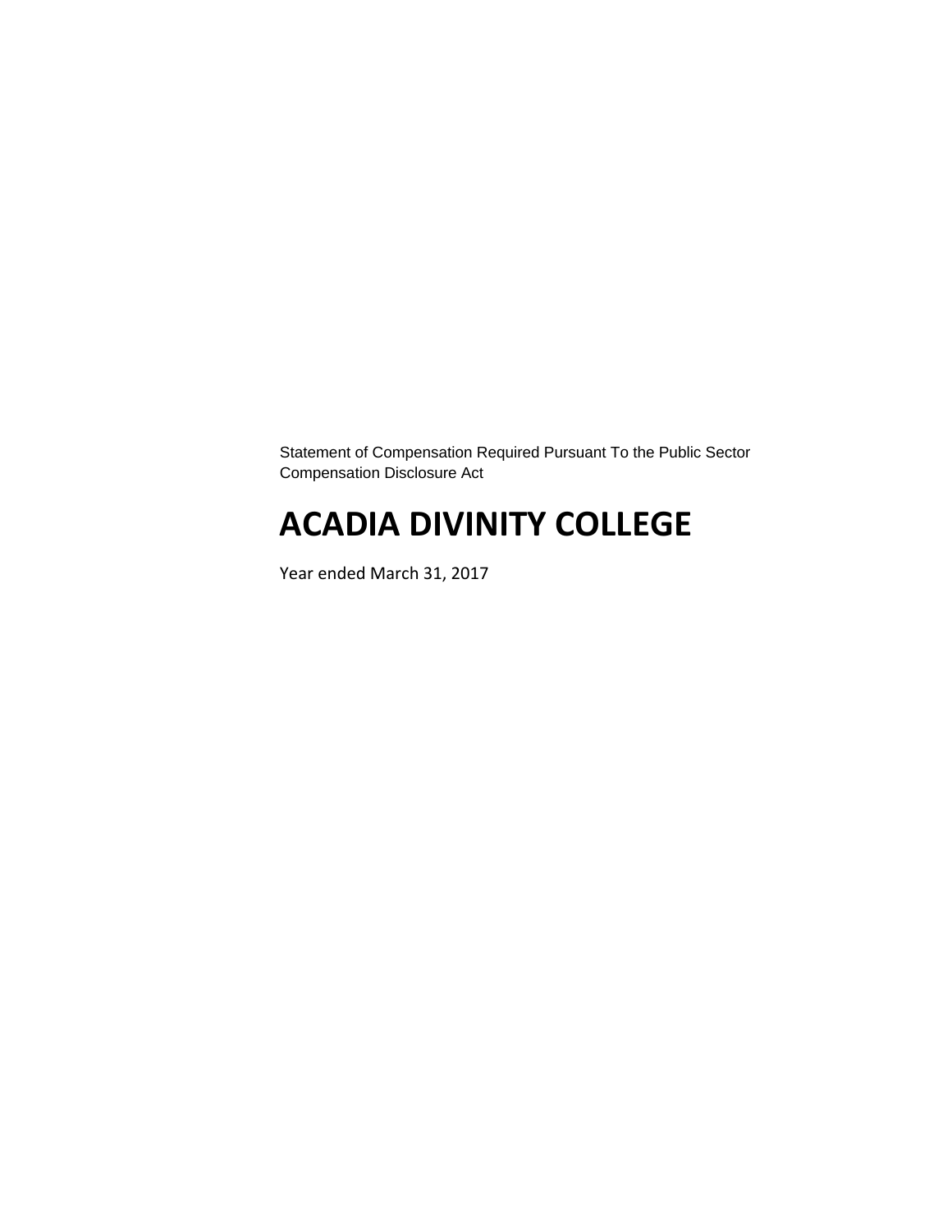Statement of Compensation Required Pursuant To the Public Sector Compensation Disclosure Act

# ACADIA DIVINITY COLLEGE

Year ended March 31, 2017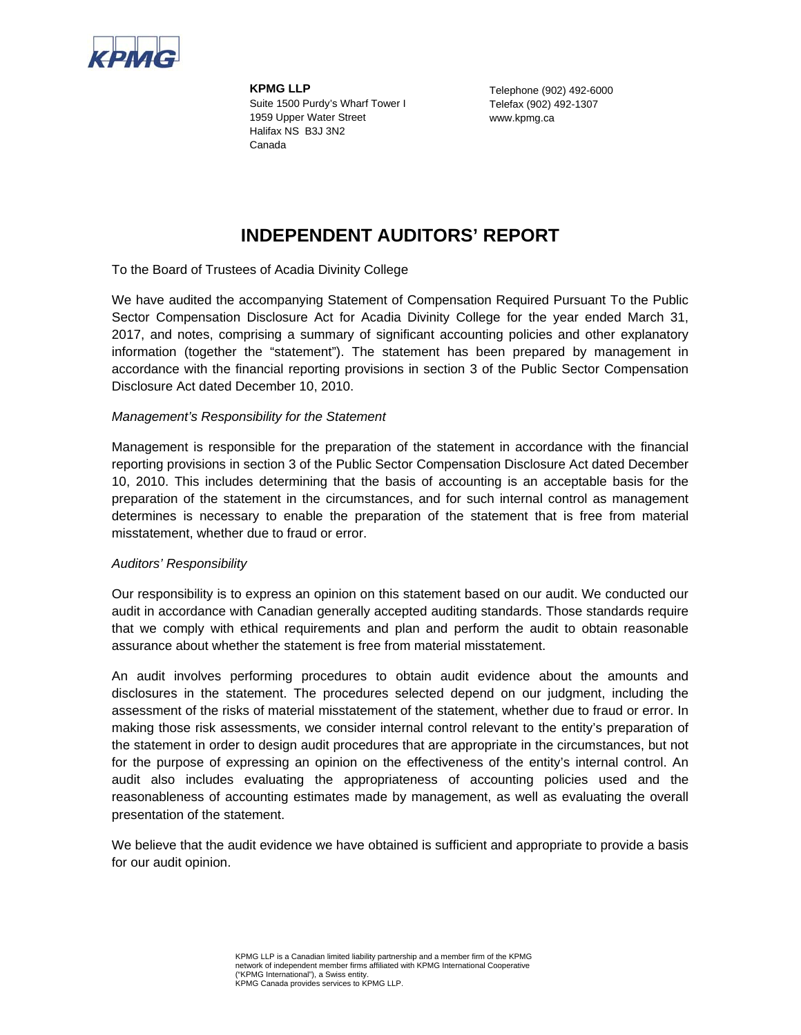**KPMG LLP**
Suite 1500 Purdy's Wharf Tower I
1959 Upper Water Street
Halifax NS B3J 3N2
Canada

Telephone (902) 492-6000
Telefax (902) 492-1307
www.kpmg.ca

# INDEPENDENT AUDITORS' REPORT

To the Board of Trustees of Acadia Divinity College

We have audited the accompanying Statement of Compensation Required Pursuant To the Public Sector Compensation Disclosure Act for Acadia Divinity College for the year ended March 31, 2017, and notes, comprising a summary of significant accounting policies and other explanatory information (together the "statement"). The statement has been prepared by management in accordance with the financial reporting provisions in section 3 of the Public Sector Compensation Disclosure Act dated December 10, 2010.

*Management's Responsibility for the Statement*

Management is responsible for the preparation of the statement in accordance with the financial reporting provisions in section 3 of the Public Sector Compensation Disclosure Act dated December 10, 2010. This includes determining that the basis of accounting is an acceptable basis for the preparation of the statement in the circumstances, and for such internal control as management determines is necessary to enable the preparation of the statement that is free from material misstatement, whether due to fraud or error.

*Auditors' Responsibility*

Our responsibility is to express an opinion on this statement based on our audit. We conducted our audit in accordance with Canadian generally accepted auditing standards. Those standards require that we comply with ethical requirements and plan and perform the audit to obtain reasonable assurance about whether the statement is free from material misstatement.

An audit involves performing procedures to obtain audit evidence about the amounts and disclosures in the statement. The procedures selected depend on our judgment, including the assessment of the risks of material misstatement of the statement, whether due to fraud or error. In making those risk assessments, we consider internal control relevant to the entity's preparation of the statement in order to design audit procedures that are appropriate in the circumstances, but not for the purpose of expressing an opinion on the effectiveness of the entity's internal control. An audit also includes evaluating the appropriateness of accounting policies used and the reasonableness of accounting estimates made by management, as well as evaluating the overall presentation of the statement.

We believe that the audit evidence we have obtained is sufficient and appropriate to provide a basis for our audit opinion.

KPMG LLP is a Canadian limited liability partnership and a member firm of the KPMG network of independent member firms affiliated with KPMG International Cooperative ("KPMG International"), a Swiss entity.
KPMG Canada provides services to KPMG LLP.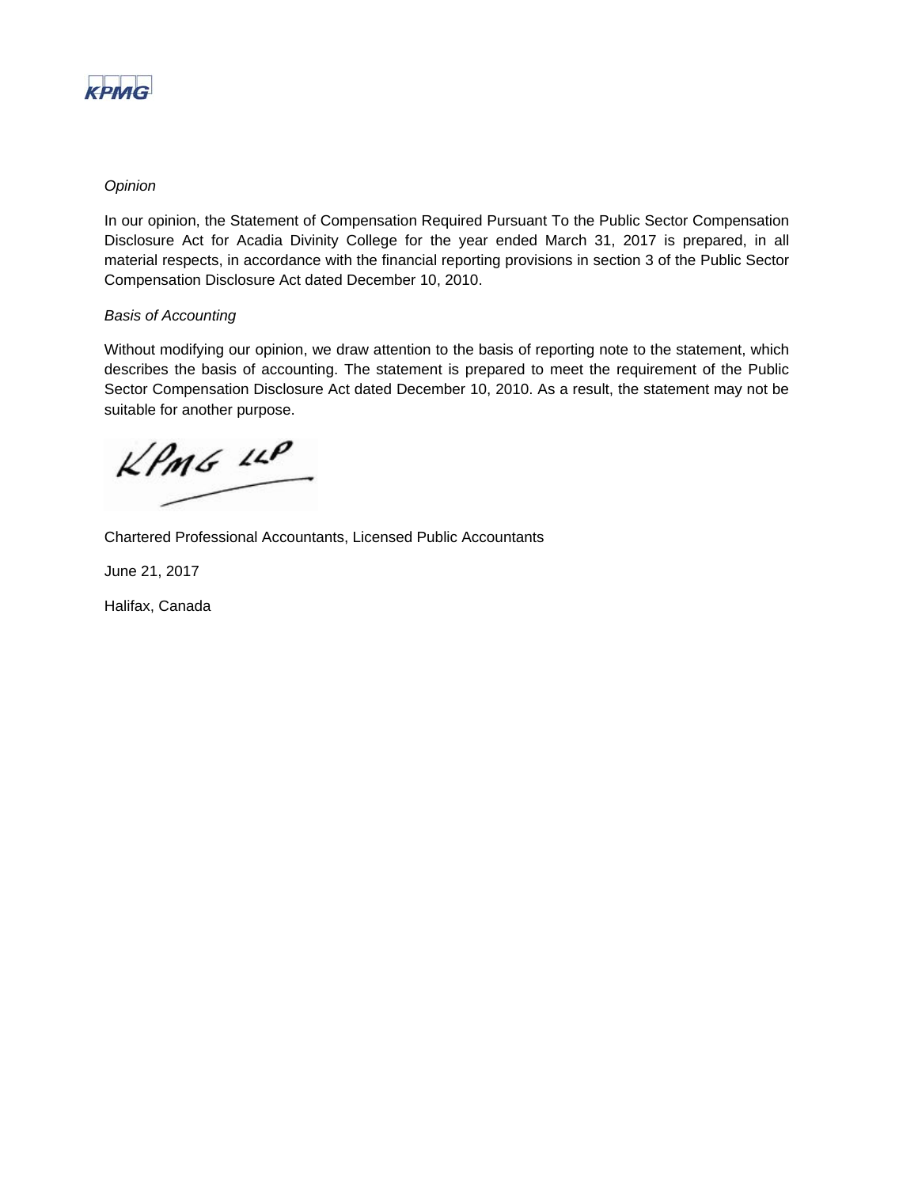*Opinion*

In our opinion, the Statement of Compensation Required Pursuant To the Public Sector Compensation Disclosure Act for Acadia Divinity College for the year ended March 31, 2017 is prepared, in all material respects, in accordance with the financial reporting provisions in section 3 of the Public Sector Compensation Disclosure Act dated December 10, 2010.

*Basis of Accounting*

Without modifying our opinion, we draw attention to the basis of reporting note to the statement, which describes the basis of accounting. The statement is prepared to meet the requirement of the Public Sector Compensation Disclosure Act dated December 10, 2010. As a result, the statement may not be suitable for another purpose.

KPMG LLP

Chartered Professional Accountants, Licensed Public Accountants

June 21, 2017

Halifax, Canada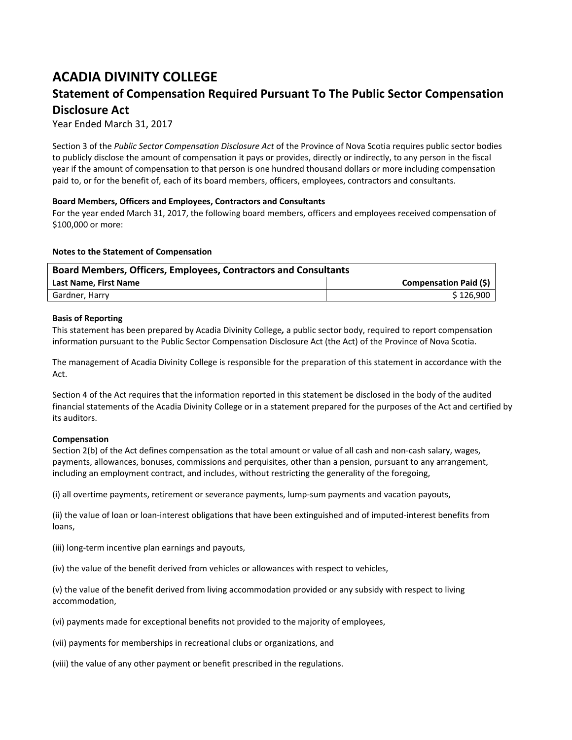# ACADIA DIVINITY COLLEGE

## Statement of Compensation Required Pursuant To The Public Sector Compensation Disclosure Act

Year Ended March 31, 2017

Section 3 of the *Public Sector Compensation Disclosure Act* of the Province of Nova Scotia requires public sector bodies to publicly disclose the amount of compensation it pays or provides, directly or indirectly, to any person in the fiscal year if the amount of compensation to that person is one hundred thousand dollars or more including compensation paid to, or for the benefit of, each of its board members, officers, employees, contractors and consultants.

**Board Members, Officers and Employees, Contractors and Consultants**

For the year ended March 31, 2017, the following board members, officers and employees received compensation of $100,000 or more:

**Notes to the Statement of Compensation**

| Board Members, Officers, Employees, Contractors and Consultants | |
|---|---|
| **Last Name, First Name** | **Compensation Paid ($)** |
| Gardner, Harry | $ 126,900 |

**Basis of Reporting**

This statement has been prepared by Acadia Divinity College**,** a public sector body, required to report compensation information pursuant to the Public Sector Compensation Disclosure Act (the Act) of the Province of Nova Scotia.

The management of Acadia Divinity College is responsible for the preparation of this statement in accordance with the Act.

Section 4 of the Act requires that the information reported in this statement be disclosed in the body of the audited financial statements of the Acadia Divinity College or in a statement prepared for the purposes of the Act and certified by its auditors.

**Compensation**

Section 2(b) of the Act defines compensation as the total amount or value of all cash and non-cash salary, wages, payments, allowances, bonuses, commissions and perquisites, other than a pension, pursuant to any arrangement, including an employment contract, and includes, without restricting the generality of the foregoing,

(i) all overtime payments, retirement or severance payments, lump-sum payments and vacation payouts,

(ii) the value of loan or loan-interest obligations that have been extinguished and of imputed-interest benefits from loans,

(iii) long-term incentive plan earnings and payouts,

(iv) the value of the benefit derived from vehicles or allowances with respect to vehicles,

(v) the value of the benefit derived from living accommodation provided or any subsidy with respect to living accommodation,

(vi) payments made for exceptional benefits not provided to the majority of employees,

(vii) payments for memberships in recreational clubs or organizations, and

(viii) the value of any other payment or benefit prescribed in the regulations.